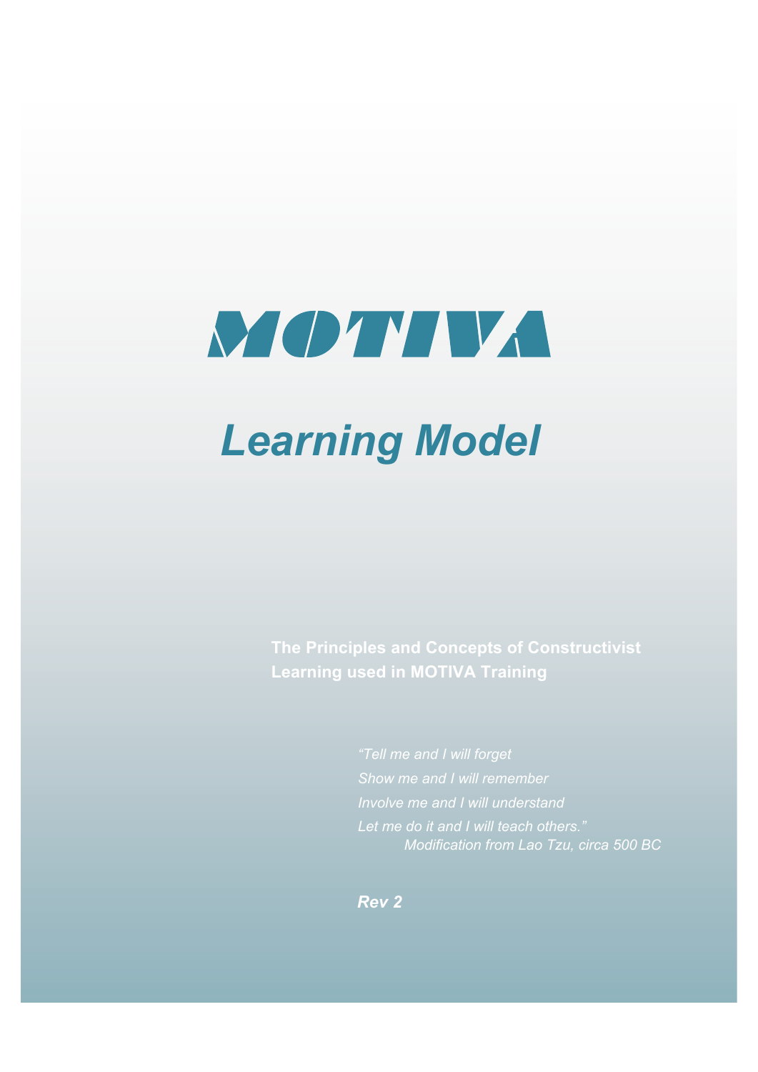# MOTIVA

## *Learning Model*

**The Principles and Concepts of Constructivist Learning used in MOTIVA Training**

*"Tell me and I will forget*
*Show me and I will remember*
*Involve me and I will understand*
*Let me do it and I will teach others."*
*Modification from Lao Tzu, circa 500 BC*

***Rev 2***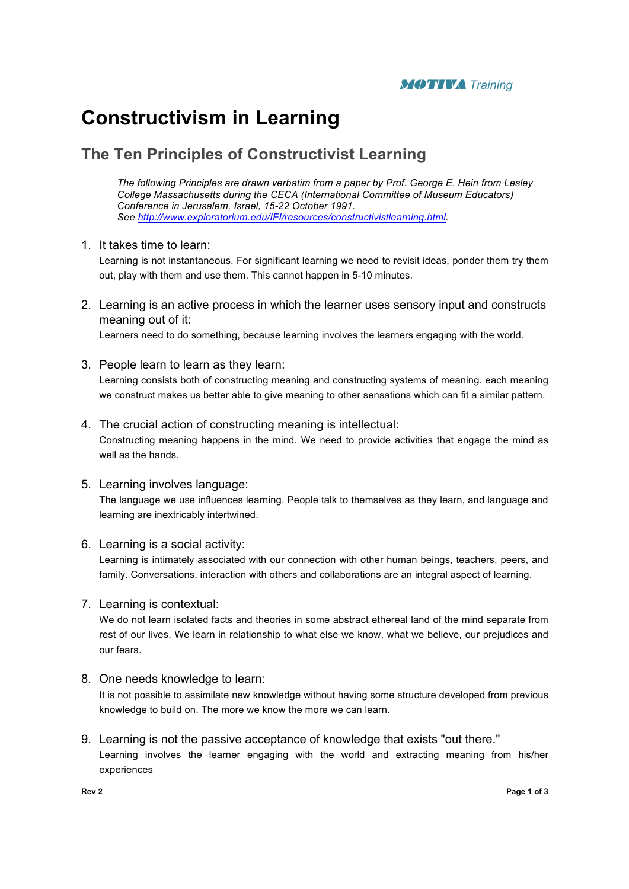# Constructivism in Learning

## The Ten Principles of Constructivist Learning

*The following Principles are drawn verbatim from a paper by Prof. George E. Hein from Lesley College Massachusetts during the CECA (International Committee of Museum Educators) Conference in Jerusalem, Israel, 15-22 October 1991.*
*See [http://www.exploratorium.edu/IFI/resources/constructivistlearning.html](http://www.exploratorium.edu/IFI/resources/constructivistlearning.html).*

1. It takes time to learn:
   Learning is not instantaneous. For significant learning we need to revisit ideas, ponder them try them out, play with them and use them. This cannot happen in 5-10 minutes.

2. Learning is an active process in which the learner uses sensory input and constructs meaning out of it:
   Learners need to do something, because learning involves the learners engaging with the world.

3. People learn to learn as they learn:
   Learning consists both of constructing meaning and constructing systems of meaning. each meaning we construct makes us better able to give meaning to other sensations which can fit a similar pattern.

4. The crucial action of constructing meaning is intellectual:
   Constructing meaning happens in the mind. We need to provide activities that engage the mind as well as the hands.

5. Learning involves language:
   The language we use influences learning. People talk to themselves as they learn, and language and learning are inextricably intertwined.

6. Learning is a social activity:
   Learning is intimately associated with our connection with other human beings, teachers, peers, and family. Conversations, interaction with others and collaborations are an integral aspect of learning.

7. Learning is contextual:
   We do not learn isolated facts and theories in some abstract ethereal land of the mind separate from rest of our lives. We learn in relationship to what else we know, what we believe, our prejudices and our fears.

8. One needs knowledge to learn:
   It is not possible to assimilate new knowledge without having some structure developed from previous knowledge to build on. The more we know the more we can learn.

9. Learning is not the passive acceptance of knowledge that exists "out there."
   Learning involves the learner engaging with the world and extracting meaning from his/her experiences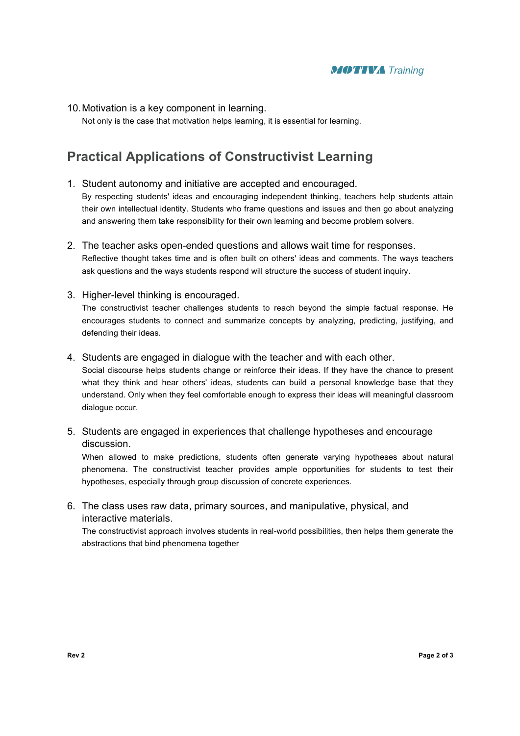10. Motivation is a key component in learning.

    Not only is the case that motivation helps learning, it is essential for learning.

## Practical Applications of Constructivist Learning

1. Student autonomy and initiative are accepted and encouraged.

   By respecting students' ideas and encouraging independent thinking, teachers help students attain their own intellectual identity. Students who frame questions and issues and then go about analyzing and answering them take responsibility for their own learning and become problem solvers.

2. The teacher asks open-ended questions and allows wait time for responses.

   Reflective thought takes time and is often built on others' ideas and comments. The ways teachers ask questions and the ways students respond will structure the success of student inquiry.

3. Higher-level thinking is encouraged.

   The constructivist teacher challenges students to reach beyond the simple factual response. He encourages students to connect and summarize concepts by analyzing, predicting, justifying, and defending their ideas.

4. Students are engaged in dialogue with the teacher and with each other.

   Social discourse helps students change or reinforce their ideas. If they have the chance to present what they think and hear others' ideas, students can build a personal knowledge base that they understand. Only when they feel comfortable enough to express their ideas will meaningful classroom dialogue occur.

5. Students are engaged in experiences that challenge hypotheses and encourage discussion.

   When allowed to make predictions, students often generate varying hypotheses about natural phenomena. The constructivist teacher provides ample opportunities for students to test their hypotheses, especially through group discussion of concrete experiences.

6. The class uses raw data, primary sources, and manipulative, physical, and interactive materials.

   The constructivist approach involves students in real-world possibilities, then helps them generate the abstractions that bind phenomena together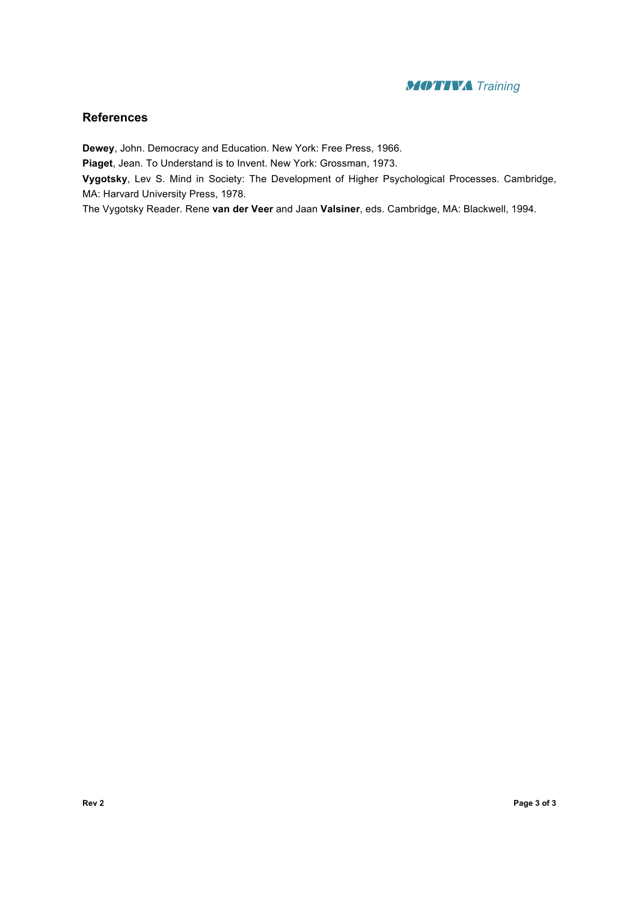## References

**Dewey**, John. Democracy and Education. New York: Free Press, 1966.
**Piaget**, Jean. To Understand is to Invent. New York: Grossman, 1973.
**Vygotsky**, Lev S. Mind in Society: The Development of Higher Psychological Processes. Cambridge, MA: Harvard University Press, 1978.
The Vygotsky Reader. Rene **van der Veer** and Jaan **Valsiner**, eds. Cambridge, MA: Blackwell, 1994.